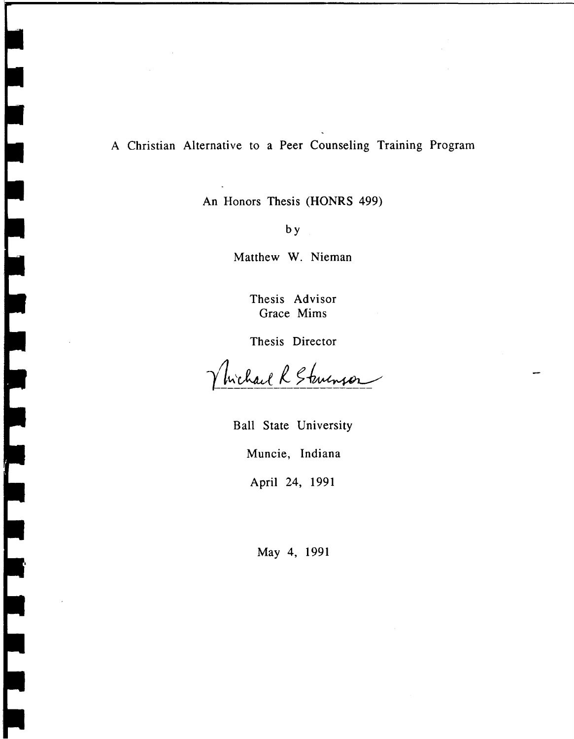# A Christian Alternative to a Peer Counseling Training Program

An Honors Thesis (HONRS 499)

by

Matthew W. Nieman

Thesis Advisor
Grace Mims

Thesis Director

Michael R Stevenson

Ball State University

Muncie, Indiana

April 24, 1991

May 4, 1991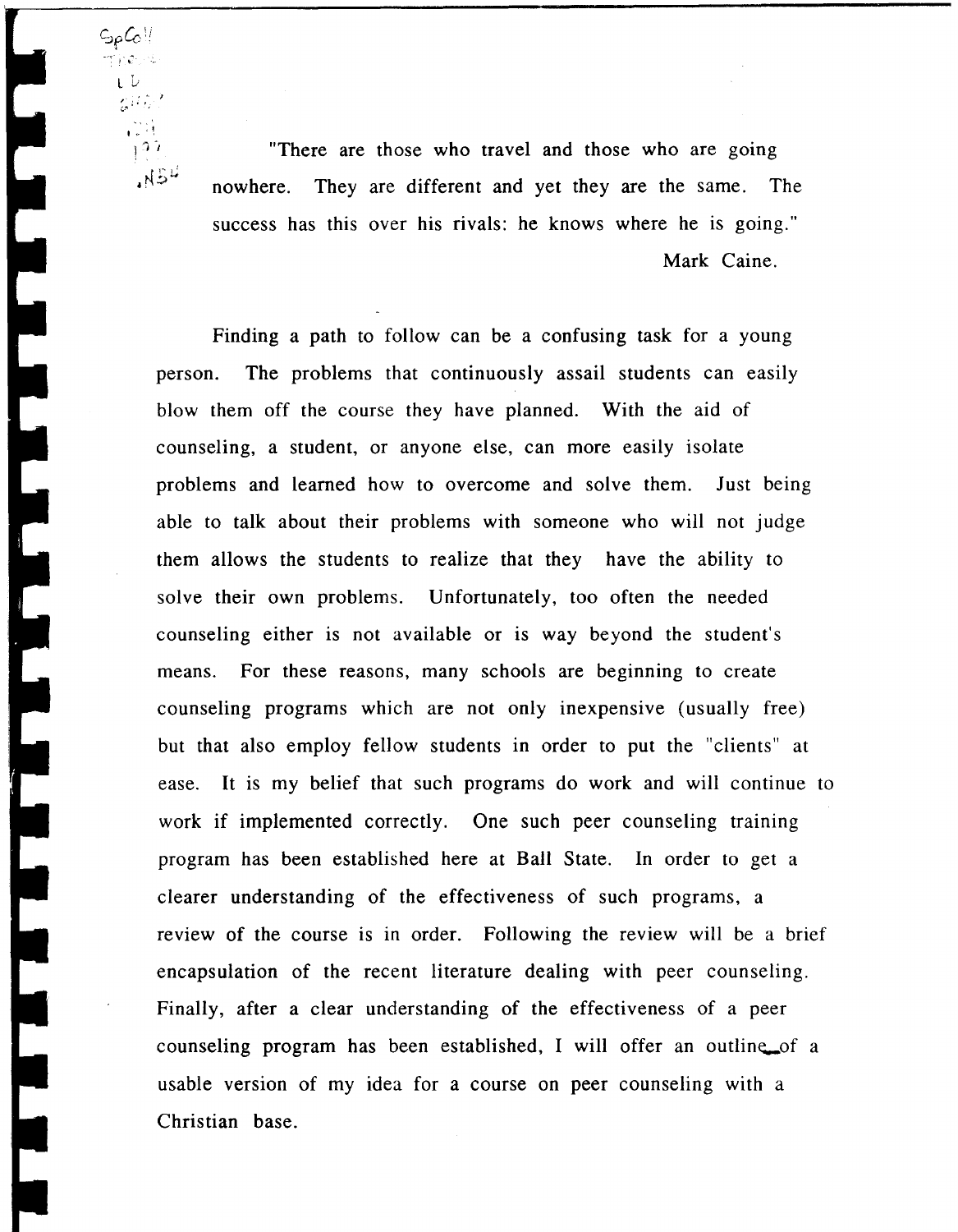"There are those who travel and those who are going nowhere. They are different and yet they are the same. The success has this over his rivals: he knows where he is going."

Mark Caine.

Finding a path to follow can be a confusing task for a young person. The problems that continuously assail students can easily blow them off the course they have planned. With the aid of counseling, a student, or anyone else, can more easily isolate problems and learned how to overcome and solve them. Just being able to talk about their problems with someone who will not judge them allows the students to realize that they have the ability to solve their own problems. Unfortunately, too often the needed counseling either is not available or is way beyond the student's means. For these reasons, many schools are beginning to create counseling programs which are not only inexpensive (usually free) but that also employ fellow students in order to put the "clients" at ease. It is my belief that such programs do work and will continue to work if implemented correctly. One such peer counseling training program has been established here at Ball State. In order to get a clearer understanding of the effectiveness of such programs, a review of the course is in order. Following the review will be a brief encapsulation of the recent literature dealing with peer counseling. Finally, after a clear understanding of the effectiveness of a peer counseling program has been established, I will offer an outline of a usable version of my idea for a course on peer counseling with a Christian base.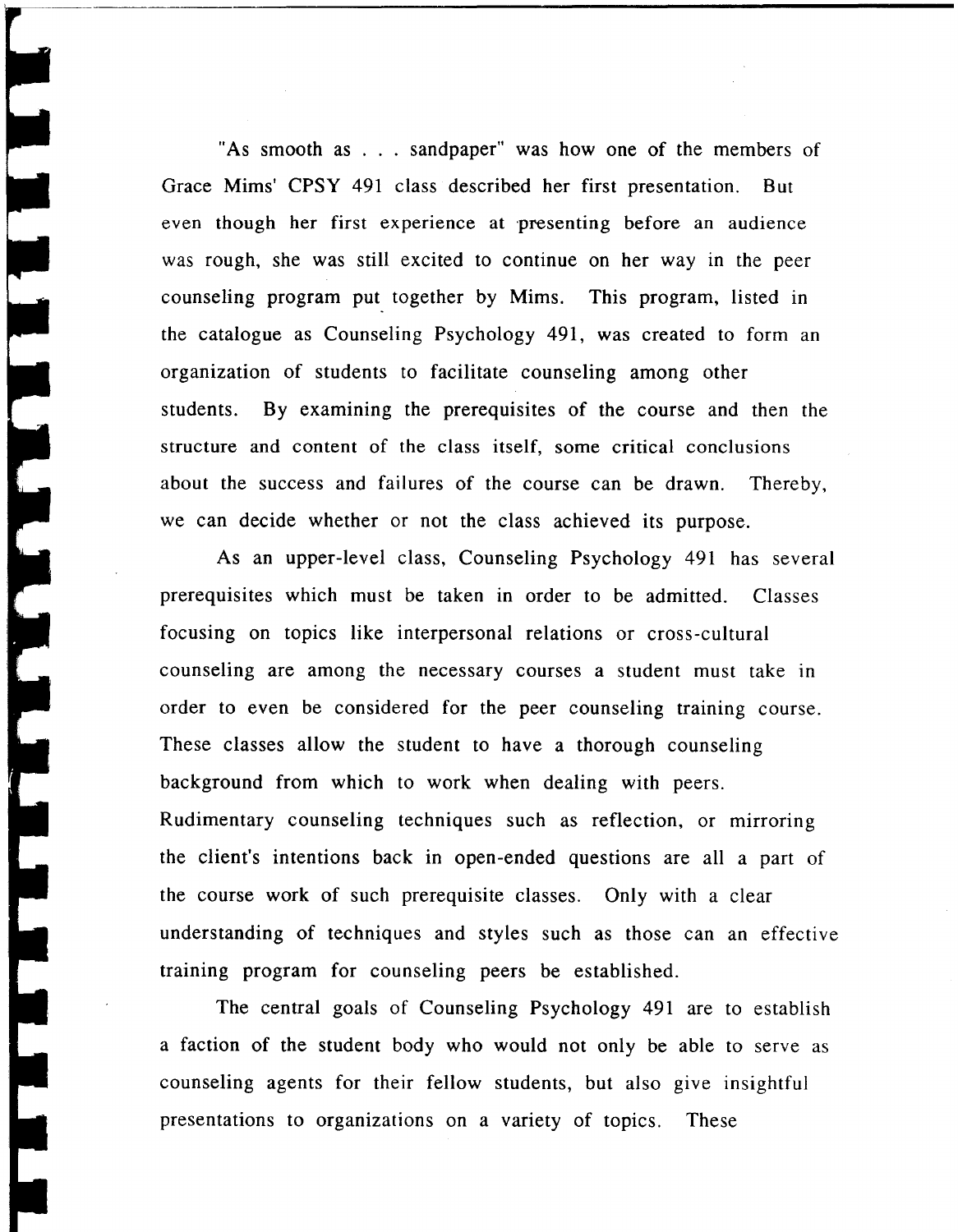"As smooth as . . . sandpaper" was how one of the members of Grace Mims' CPSY 491 class described her first presentation. But even though her first experience at presenting before an audience was rough, she was still excited to continue on her way in the peer counseling program put together by Mims. This program, listed in the catalogue as Counseling Psychology 491, was created to form an organization of students to facilitate counseling among other students. By examining the prerequisites of the course and then the structure and content of the class itself, some critical conclusions about the success and failures of the course can be drawn. Thereby, we can decide whether or not the class achieved its purpose.

As an upper-level class, Counseling Psychology 491 has several prerequisites which must be taken in order to be admitted. Classes focusing on topics like interpersonal relations or cross-cultural counseling are among the necessary courses a student must take in order to even be considered for the peer counseling training course. These classes allow the student to have a thorough counseling background from which to work when dealing with peers. Rudimentary counseling techniques such as reflection, or mirroring the client's intentions back in open-ended questions are all a part of the course work of such prerequisite classes. Only with a clear understanding of techniques and styles such as those can an effective training program for counseling peers be established.

The central goals of Counseling Psychology 491 are to establish a faction of the student body who would not only be able to serve as counseling agents for their fellow students, but also give insightful presentations to organizations on a variety of topics. These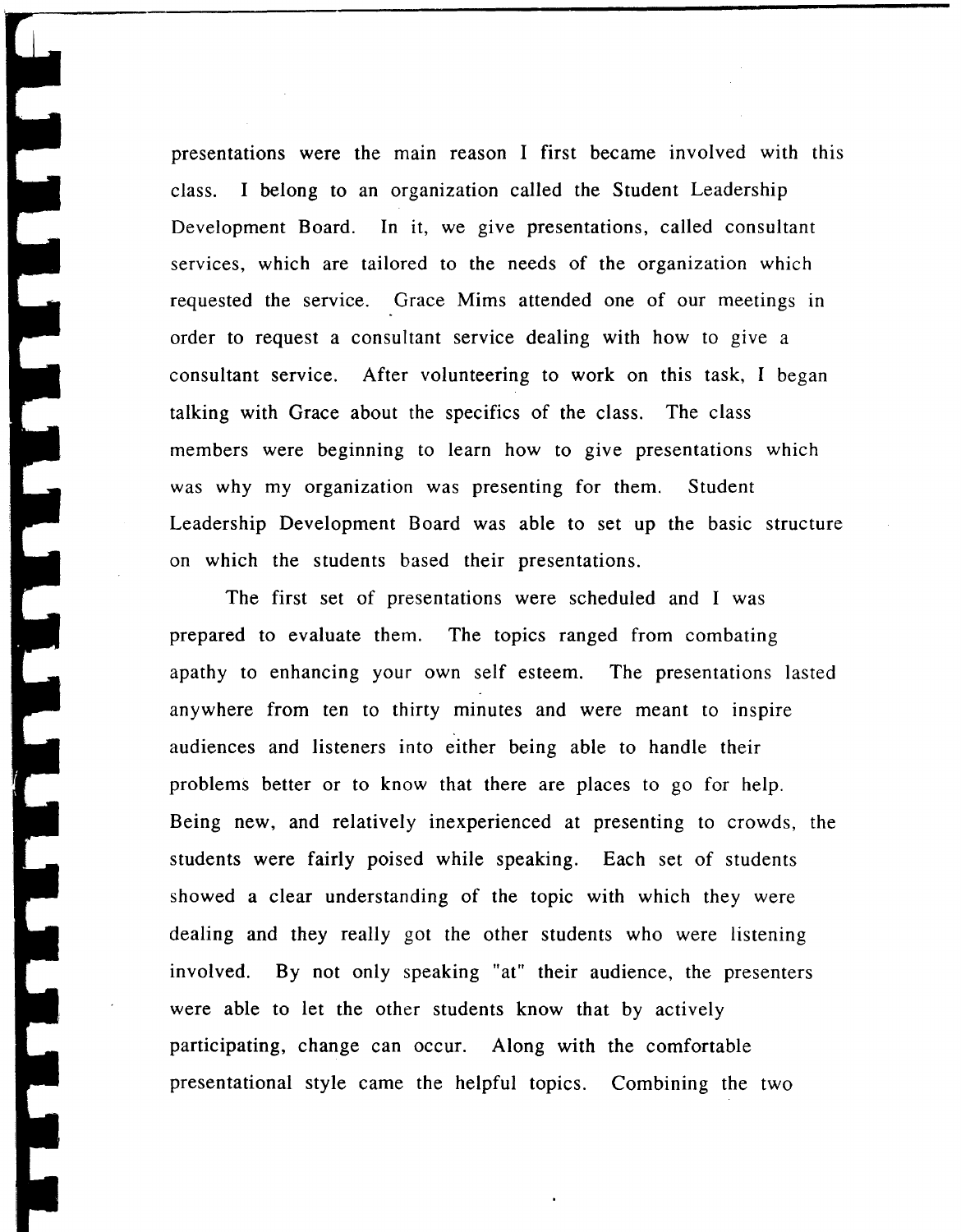presentations were the main reason I first became involved with this class. I belong to an organization called the Student Leadership Development Board. In it, we give presentations, called consultant services, which are tailored to the needs of the organization which requested the service. Grace Mims attended one of our meetings in order to request a consultant service dealing with how to give a consultant service. After volunteering to work on this task, I began talking with Grace about the specifics of the class. The class members were beginning to learn how to give presentations which was why my organization was presenting for them. Student Leadership Development Board was able to set up the basic structure on which the students based their presentations.

The first set of presentations were scheduled and I was prepared to evaluate them. The topics ranged from combating apathy to enhancing your own self esteem. The presentations lasted anywhere from ten to thirty minutes and were meant to inspire audiences and listeners into either being able to handle their problems better or to know that there are places to go for help. Being new, and relatively inexperienced at presenting to crowds, the students were fairly poised while speaking. Each set of students showed a clear understanding of the topic with which they were dealing and they really got the other students who were listening involved. By not only speaking "at" their audience, the presenters were able to let the other students know that by actively participating, change can occur. Along with the comfortable presentational style came the helpful topics. Combining the two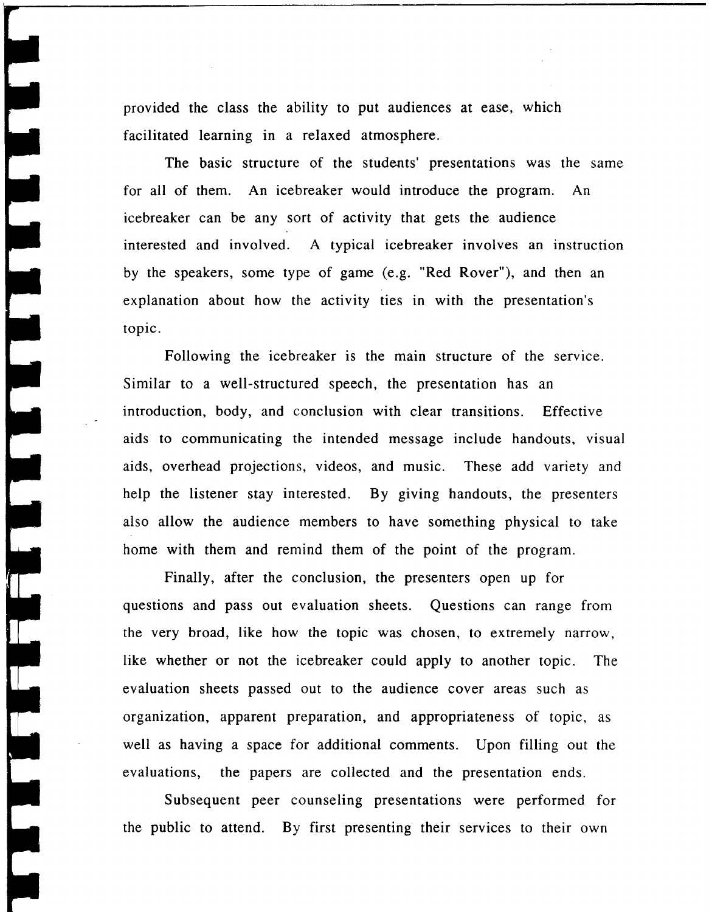provided the class the ability to put audiences at ease, which facilitated learning in a relaxed atmosphere.

The basic structure of the students' presentations was the same for all of them. An icebreaker would introduce the program. An icebreaker can be any sort of activity that gets the audience interested and involved. A typical icebreaker involves an instruction by the speakers, some type of game (e.g. "Red Rover"), and then an explanation about how the activity ties in with the presentation's topic.

Following the icebreaker is the main structure of the service. Similar to a well-structured speech, the presentation has an introduction, body, and conclusion with clear transitions. Effective aids to communicating the intended message include handouts, visual aids, overhead projections, videos, and music. These add variety and help the listener stay interested. By giving handouts, the presenters also allow the audience members to have something physical to take home with them and remind them of the point of the program.

Finally, after the conclusion, the presenters open up for questions and pass out evaluation sheets. Questions can range from the very broad, like how the topic was chosen, to extremely narrow, like whether or not the icebreaker could apply to another topic. The evaluation sheets passed out to the audience cover areas such as organization, apparent preparation, and appropriateness of topic, as well as having a space for additional comments. Upon filling out the evaluations, the papers are collected and the presentation ends.

Subsequent peer counseling presentations were performed for the public to attend. By first presenting their services to their own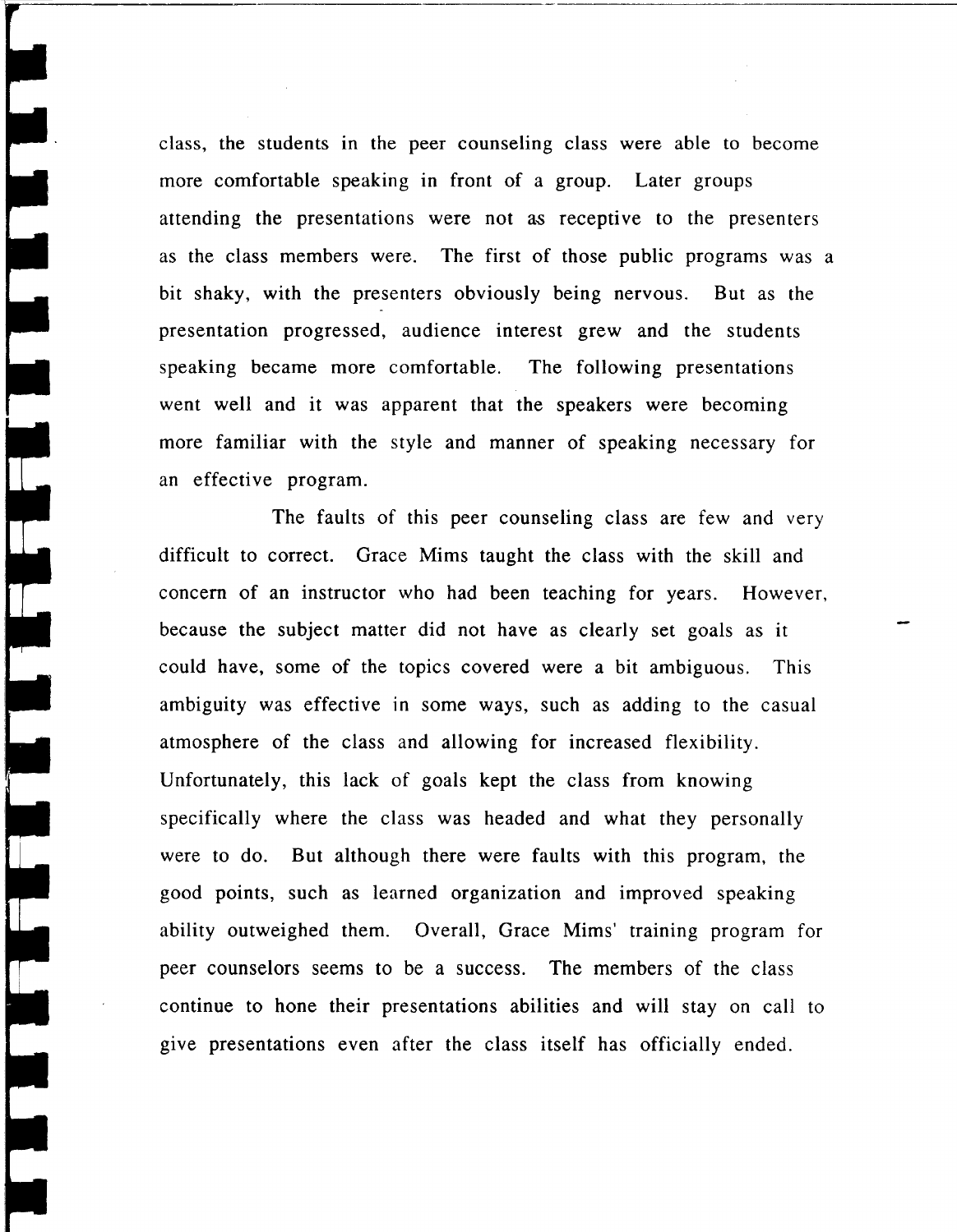class, the students in the peer counseling class were able to become more comfortable speaking in front of a group. Later groups attending the presentations were not as receptive to the presenters as the class members were. The first of those public programs was a bit shaky, with the presenters obviously being nervous. But as the presentation progressed, audience interest grew and the students speaking became more comfortable. The following presentations went well and it was apparent that the speakers were becoming more familiar with the style and manner of speaking necessary for an effective program.

The faults of this peer counseling class are few and very difficult to correct. Grace Mims taught the class with the skill and concern of an instructor who had been teaching for years. However, because the subject matter did not have as clearly set goals as it could have, some of the topics covered were a bit ambiguous. This ambiguity was effective in some ways, such as adding to the casual atmosphere of the class and allowing for increased flexibility. Unfortunately, this lack of goals kept the class from knowing specifically where the class was headed and what they personally were to do. But although there were faults with this program, the good points, such as learned organization and improved speaking ability outweighed them. Overall, Grace Mims' training program for peer counselors seems to be a success. The members of the class continue to hone their presentations abilities and will stay on call to give presentations even after the class itself has officially ended.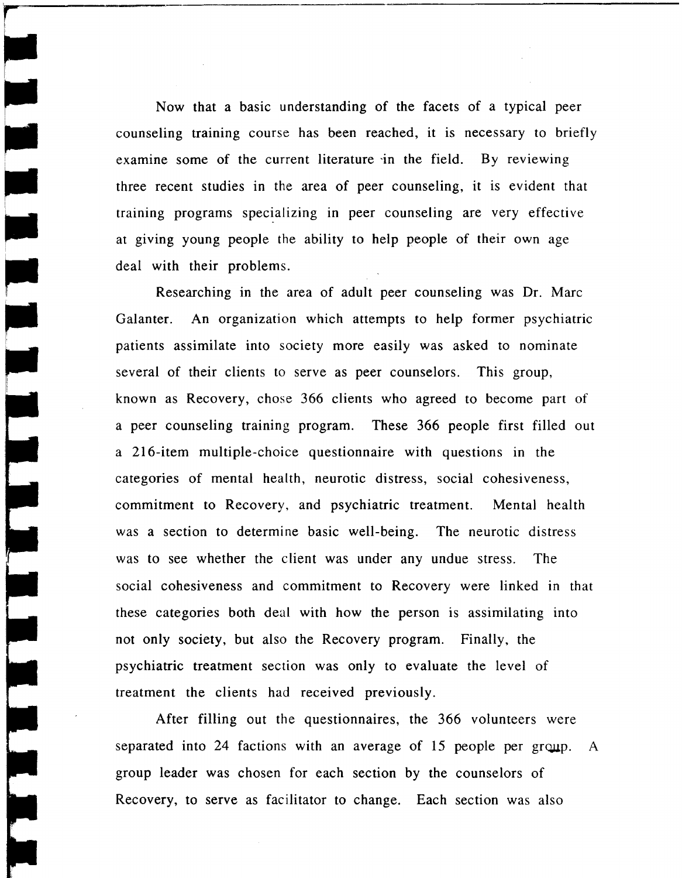Now that a basic understanding of the facets of a typical peer counseling training course has been reached, it is necessary to briefly examine some of the current literature in the field. By reviewing three recent studies in the area of peer counseling, it is evident that training programs specializing in peer counseling are very effective at giving young people the ability to help people of their own age deal with their problems.

Researching in the area of adult peer counseling was Dr. Marc Galanter. An organization which attempts to help former psychiatric patients assimilate into society more easily was asked to nominate several of their clients to serve as peer counselors. This group, known as Recovery, chose 366 clients who agreed to become part of a peer counseling training program. These 366 people first filled out a 216-item multiple-choice questionnaire with questions in the categories of mental health, neurotic distress, social cohesiveness, commitment to Recovery, and psychiatric treatment. Mental health was a section to determine basic well-being. The neurotic distress was to see whether the client was under any undue stress. The social cohesiveness and commitment to Recovery were linked in that these categories both deal with how the person is assimilating into not only society, but also the Recovery program. Finally, the psychiatric treatment section was only to evaluate the level of treatment the clients had received previously.

After filling out the questionnaires, the 366 volunteers were separated into 24 factions with an average of 15 people per group. A group leader was chosen for each section by the counselors of Recovery, to serve as facilitator to change. Each section was also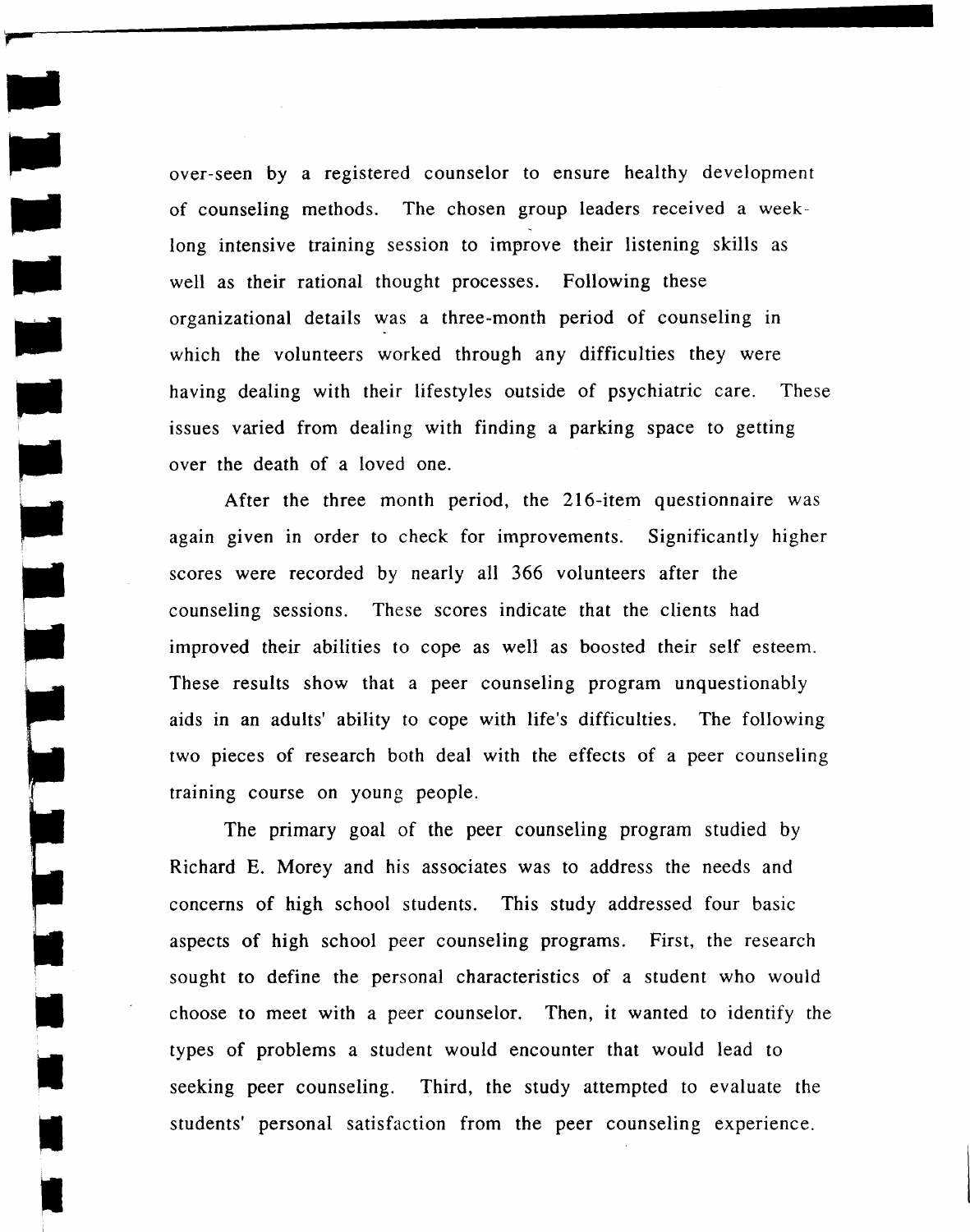over-seen by a registered counselor to ensure healthy development of counseling methods. The chosen group leaders received a week-long intensive training session to improve their listening skills as well as their rational thought processes. Following these organizational details was a three-month period of counseling in which the volunteers worked through any difficulties they were having dealing with their lifestyles outside of psychiatric care. These issues varied from dealing with finding a parking space to getting over the death of a loved one.

After the three month period, the 216-item questionnaire was again given in order to check for improvements. Significantly higher scores were recorded by nearly all 366 volunteers after the counseling sessions. These scores indicate that the clients had improved their abilities to cope as well as boosted their self esteem. These results show that a peer counseling program unquestionably aids in an adults' ability to cope with life's difficulties. The following two pieces of research both deal with the effects of a peer counseling training course on young people.

The primary goal of the peer counseling program studied by Richard E. Morey and his associates was to address the needs and concerns of high school students. This study addressed four basic aspects of high school peer counseling programs. First, the research sought to define the personal characteristics of a student who would choose to meet with a peer counselor. Then, it wanted to identify the types of problems a student would encounter that would lead to seeking peer counseling. Third, the study attempted to evaluate the students' personal satisfaction from the peer counseling experience.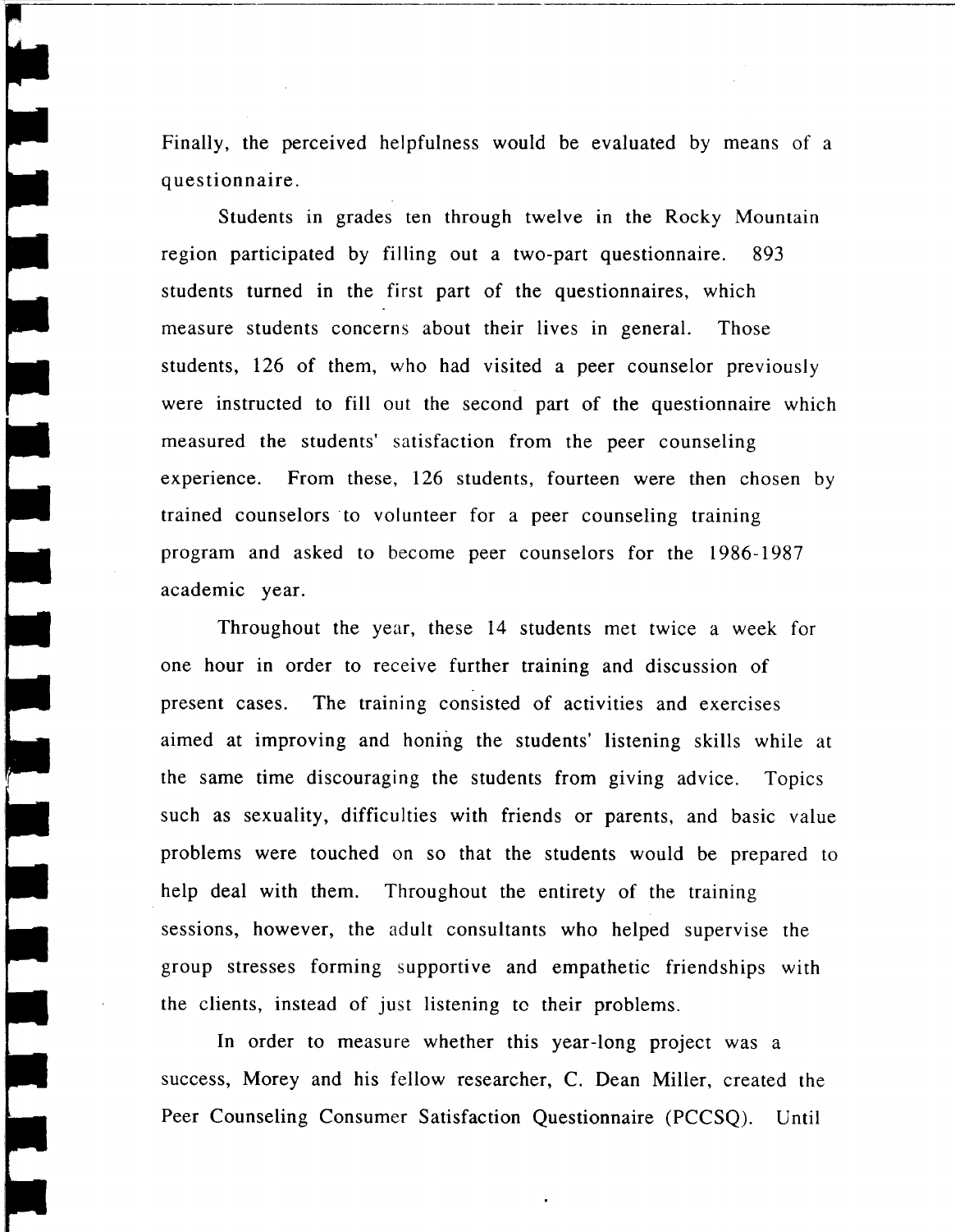Finally, the perceived helpfulness would be evaluated by means of a questionnaire.

Students in grades ten through twelve in the Rocky Mountain region participated by filling out a two-part questionnaire. 893 students turned in the first part of the questionnaires, which measure students concerns about their lives in general. Those students, 126 of them, who had visited a peer counselor previously were instructed to fill out the second part of the questionnaire which measured the students' satisfaction from the peer counseling experience. From these, 126 students, fourteen were then chosen by trained counselors to volunteer for a peer counseling training program and asked to become peer counselors for the 1986-1987 academic year.

Throughout the year, these 14 students met twice a week for one hour in order to receive further training and discussion of present cases. The training consisted of activities and exercises aimed at improving and honing the students' listening skills while at the same time discouraging the students from giving advice. Topics such as sexuality, difficulties with friends or parents, and basic value problems were touched on so that the students would be prepared to help deal with them. Throughout the entirety of the training sessions, however, the adult consultants who helped supervise the group stresses forming supportive and empathetic friendships with the clients, instead of just listening to their problems.

In order to measure whether this year-long project was a success, Morey and his fellow researcher, C. Dean Miller, created the Peer Counseling Consumer Satisfaction Questionnaire (PCCSQ). Until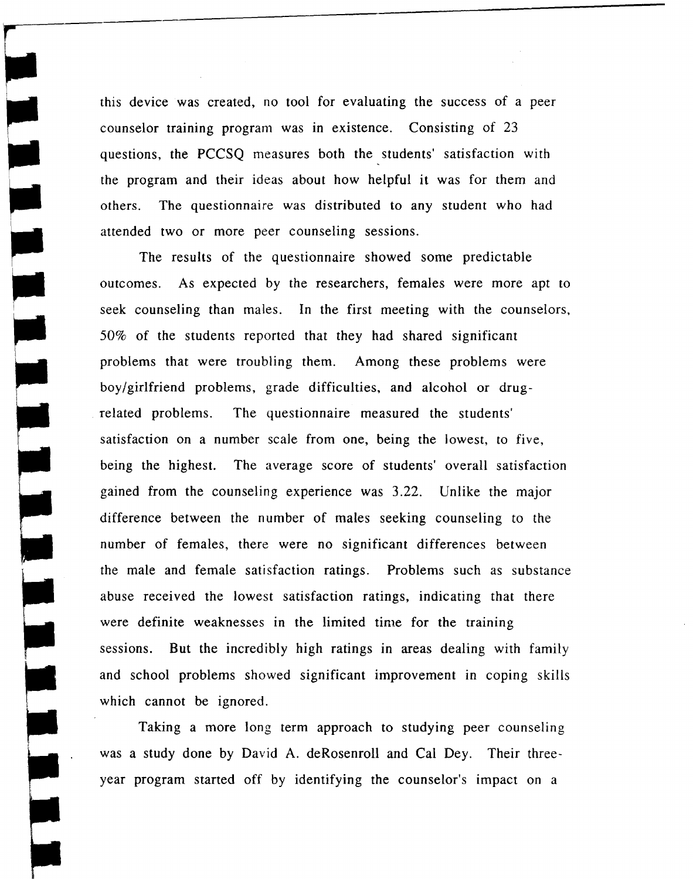this device was created, no tool for evaluating the success of a peer counselor training program was in existence. Consisting of 23 questions, the PCCSQ measures both the students' satisfaction with the program and their ideas about how helpful it was for them and others. The questionnaire was distributed to any student who had attended two or more peer counseling sessions.

The results of the questionnaire showed some predictable outcomes. As expected by the researchers, females were more apt to seek counseling than males. In the first meeting with the counselors, 50% of the students reported that they had shared significant problems that were troubling them. Among these problems were boy/girlfriend problems, grade difficulties, and alcohol or drug-related problems. The questionnaire measured the students' satisfaction on a number scale from one, being the lowest, to five, being the highest. The average score of students' overall satisfaction gained from the counseling experience was 3.22. Unlike the major difference between the number of males seeking counseling to the number of females, there were no significant differences between the male and female satisfaction ratings. Problems such as substance abuse received the lowest satisfaction ratings, indicating that there were definite weaknesses in the limited time for the training sessions. But the incredibly high ratings in areas dealing with family and school problems showed significant improvement in coping skills which cannot be ignored.

Taking a more long term approach to studying peer counseling was a study done by David A. deRosenroll and Cal Dey. Their three-year program started off by identifying the counselor's impact on a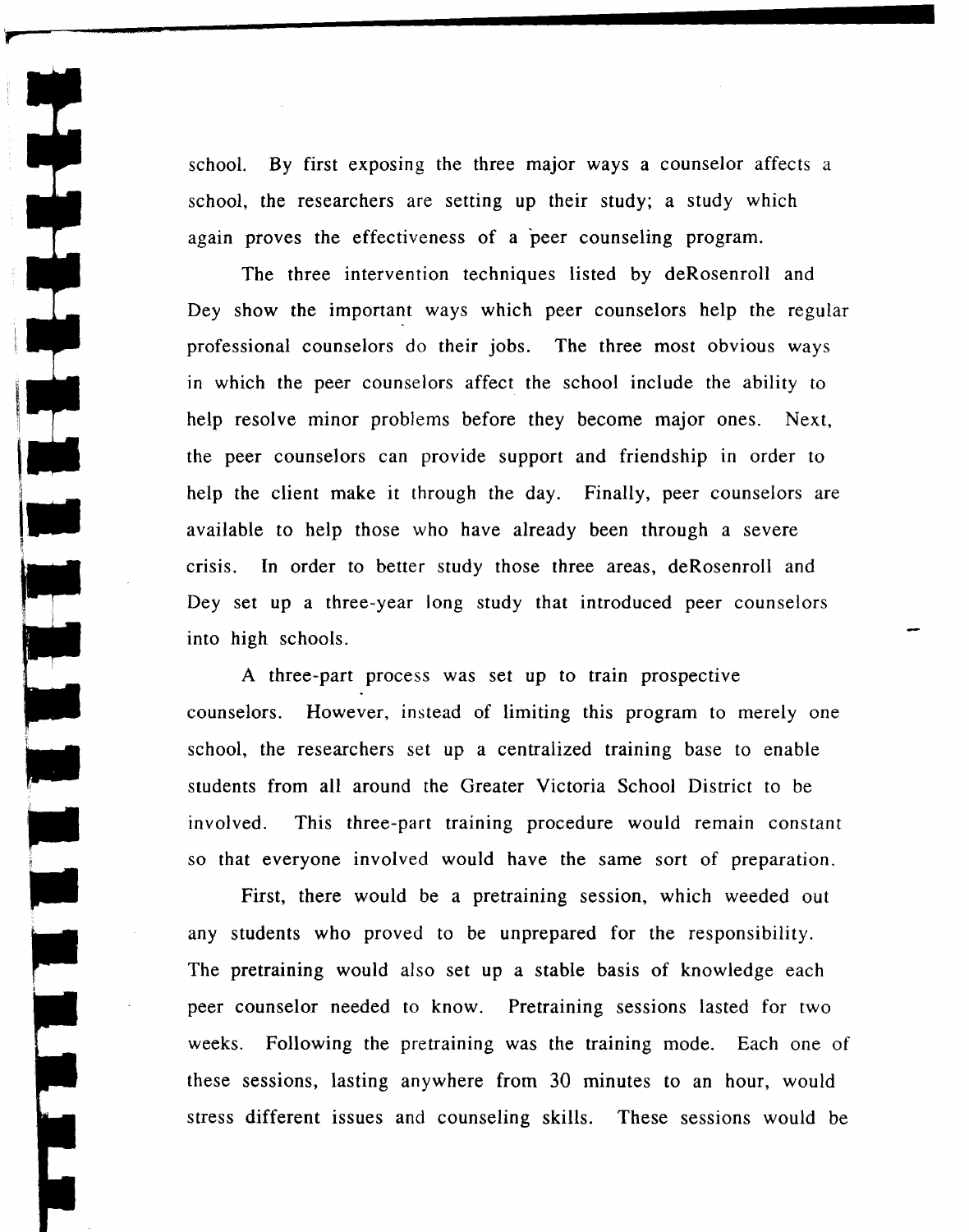school. By first exposing the three major ways a counselor affects a school, the researchers are setting up their study; a study which again proves the effectiveness of a peer counseling program.

The three intervention techniques listed by deRosenroll and Dey show the important ways which peer counselors help the regular professional counselors do their jobs. The three most obvious ways in which the peer counselors affect the school include the ability to help resolve minor problems before they become major ones. Next, the peer counselors can provide support and friendship in order to help the client make it through the day. Finally, peer counselors are available to help those who have already been through a severe crisis. In order to better study those three areas, deRosenroll and Dey set up a three-year long study that introduced peer counselors into high schools.

A three-part process was set up to train prospective counselors. However, instead of limiting this program to merely one school, the researchers set up a centralized training base to enable students from all around the Greater Victoria School District to be involved. This three-part training procedure would remain constant so that everyone involved would have the same sort of preparation.

First, there would be a pretraining session, which weeded out any students who proved to be unprepared for the responsibility. The pretraining would also set up a stable basis of knowledge each peer counselor needed to know. Pretraining sessions lasted for two weeks. Following the pretraining was the training mode. Each one of these sessions, lasting anywhere from 30 minutes to an hour, would stress different issues and counseling skills. These sessions would be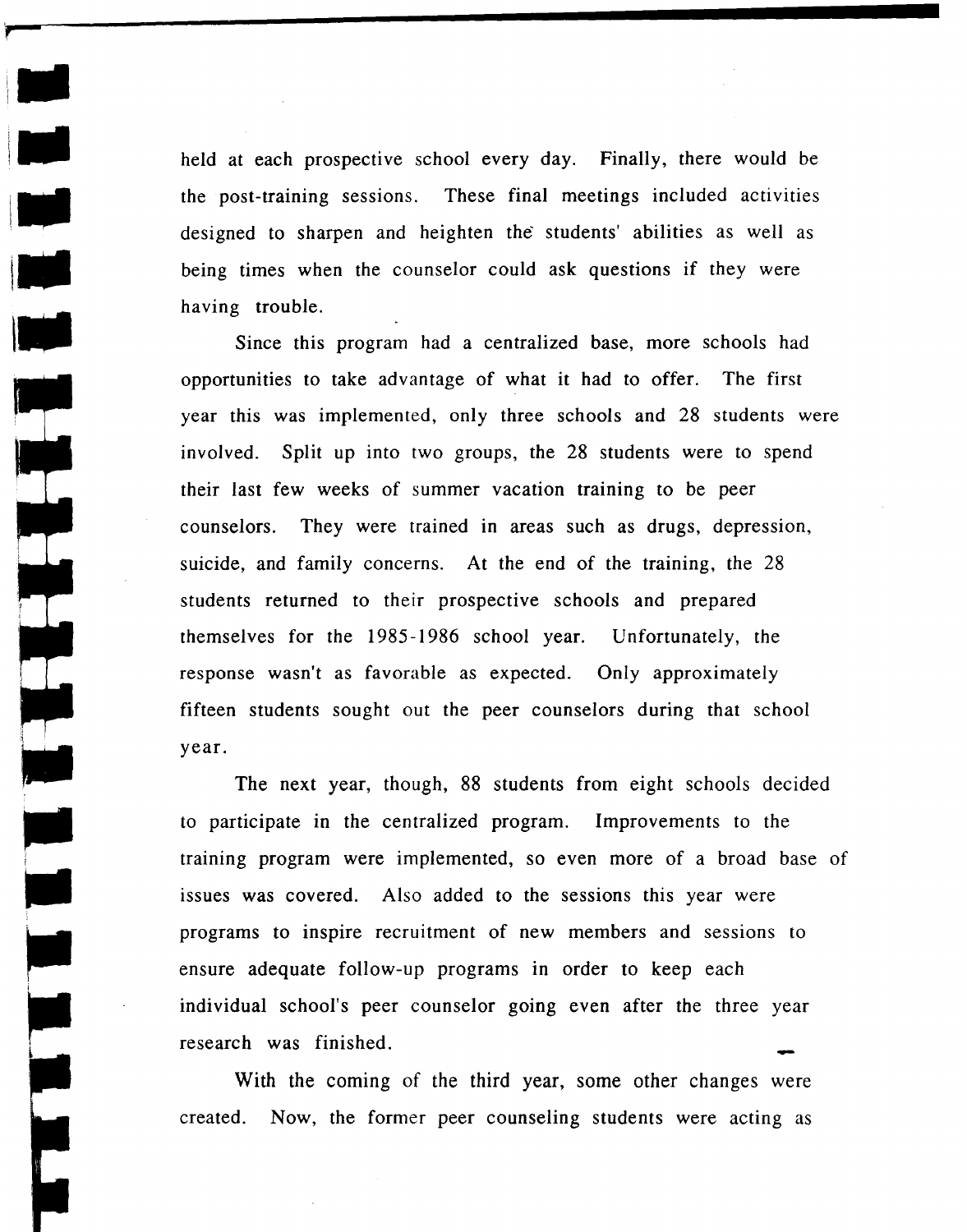held at each prospective school every day. Finally, there would be the post-training sessions. These final meetings included activities designed to sharpen and heighten the students' abilities as well as being times when the counselor could ask questions if they were having trouble.

Since this program had a centralized base, more schools had opportunities to take advantage of what it had to offer. The first year this was implemented, only three schools and 28 students were involved. Split up into two groups, the 28 students were to spend their last few weeks of summer vacation training to be peer counselors. They were trained in areas such as drugs, depression, suicide, and family concerns. At the end of the training, the 28 students returned to their prospective schools and prepared themselves for the 1985-1986 school year. Unfortunately, the response wasn't as favorable as expected. Only approximately fifteen students sought out the peer counselors during that school year.

The next year, though, 88 students from eight schools decided to participate in the centralized program. Improvements to the training program were implemented, so even more of a broad base of issues was covered. Also added to the sessions this year were programs to inspire recruitment of new members and sessions to ensure adequate follow-up programs in order to keep each individual school's peer counselor going even after the three year research was finished.

With the coming of the third year, some other changes were created. Now, the former peer counseling students were acting as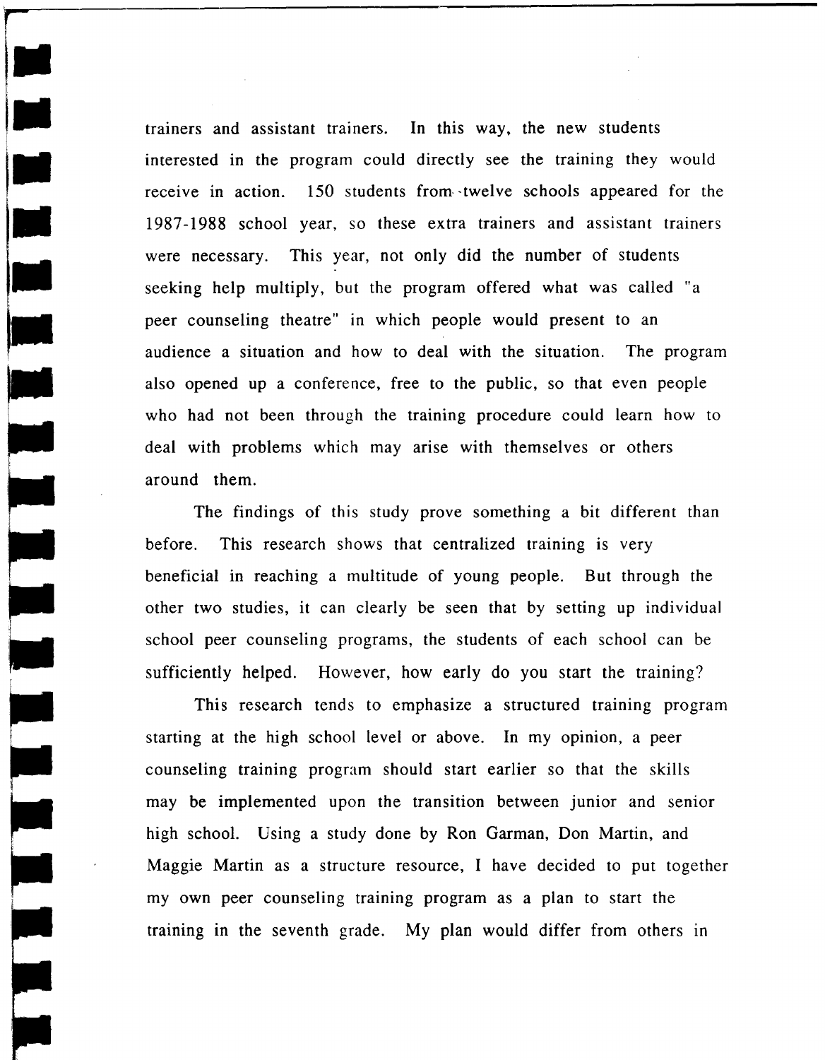trainers and assistant trainers. In this way, the new students interested in the program could directly see the training they would receive in action. 150 students from twelve schools appeared for the 1987-1988 school year, so these extra trainers and assistant trainers were necessary. This year, not only did the number of students seeking help multiply, but the program offered what was called "a peer counseling theatre" in which people would present to an audience a situation and how to deal with the situation. The program also opened up a conference, free to the public, so that even people who had not been through the training procedure could learn how to deal with problems which may arise with themselves or others around them.

The findings of this study prove something a bit different than before. This research shows that centralized training is very beneficial in reaching a multitude of young people. But through the other two studies, it can clearly be seen that by setting up individual school peer counseling programs, the students of each school can be sufficiently helped. However, how early do you start the training?

This research tends to emphasize a structured training program starting at the high school level or above. In my opinion, a peer counseling training program should start earlier so that the skills may be implemented upon the transition between junior and senior high school. Using a study done by Ron Garman, Don Martin, and Maggie Martin as a structure resource, I have decided to put together my own peer counseling training program as a plan to start the training in the seventh grade. My plan would differ from others in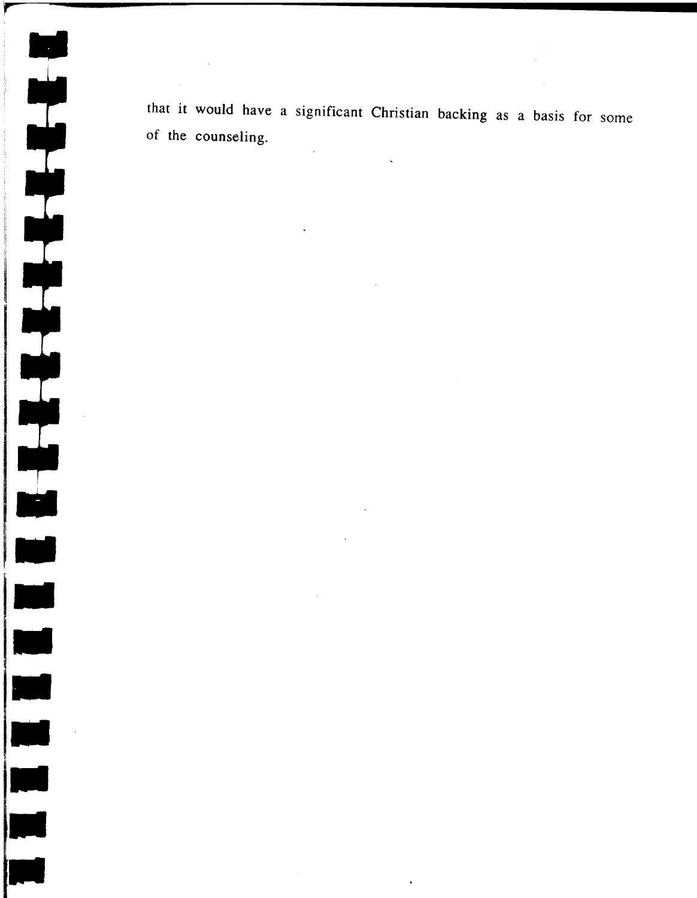that it would have a significant Christian backing as a basis for some of the counseling.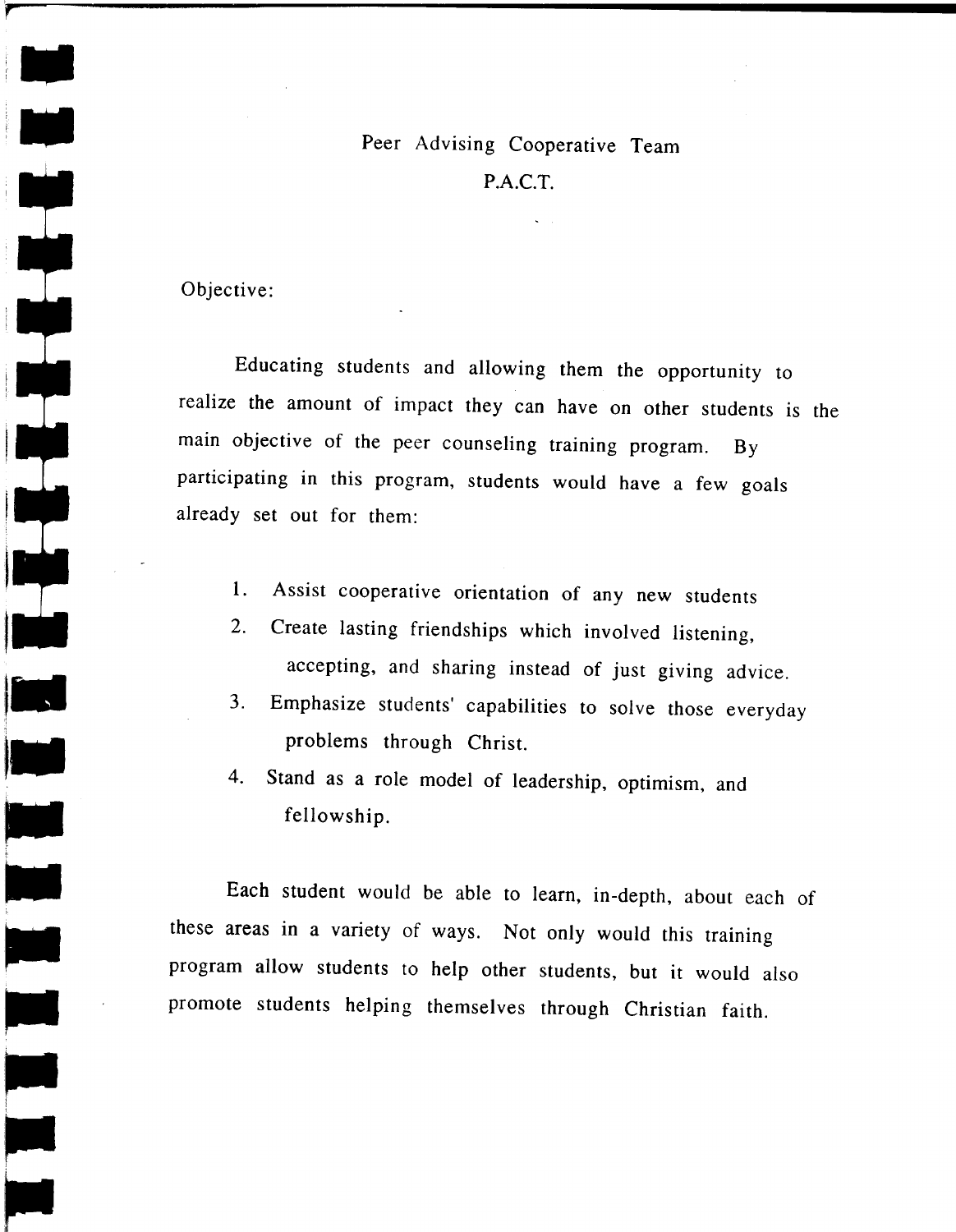# Peer Advising Cooperative Team

## P.A.C.T.

Objective:

Educating students and allowing them the opportunity to realize the amount of impact they can have on other students is the main objective of the peer counseling training program. By participating in this program, students would have a few goals already set out for them:

1. Assist cooperative orientation of any new students
2. Create lasting friendships which involved listening, accepting, and sharing instead of just giving advice.
3. Emphasize students' capabilities to solve those everyday problems through Christ.
4. Stand as a role model of leadership, optimism, and fellowship.

Each student would be able to learn, in-depth, about each of these areas in a variety of ways. Not only would this training program allow students to help other students, but it would also promote students helping themselves through Christian faith.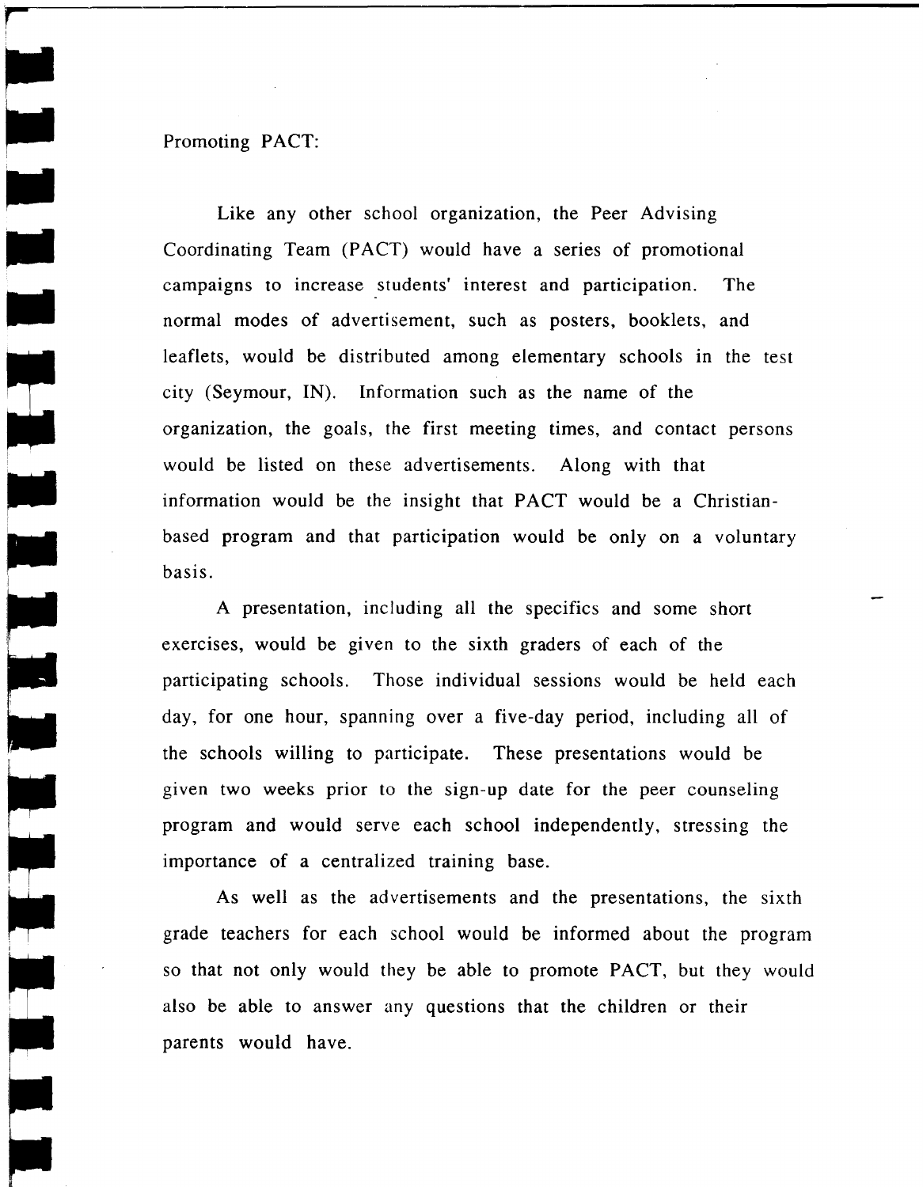Promoting PACT:

Like any other school organization, the Peer Advising Coordinating Team (PACT) would have a series of promotional campaigns to increase students' interest and participation. The normal modes of advertisement, such as posters, booklets, and leaflets, would be distributed among elementary schools in the test city (Seymour, IN). Information such as the name of the organization, the goals, the first meeting times, and contact persons would be listed on these advertisements. Along with that information would be the insight that PACT would be a Christian-based program and that participation would be only on a voluntary basis.

A presentation, including all the specifics and some short exercises, would be given to the sixth graders of each of the participating schools. Those individual sessions would be held each day, for one hour, spanning over a five-day period, including all of the schools willing to participate. These presentations would be given two weeks prior to the sign-up date for the peer counseling program and would serve each school independently, stressing the importance of a centralized training base.

As well as the advertisements and the presentations, the sixth grade teachers for each school would be informed about the program so that not only would they be able to promote PACT, but they would also be able to answer any questions that the children or their parents would have.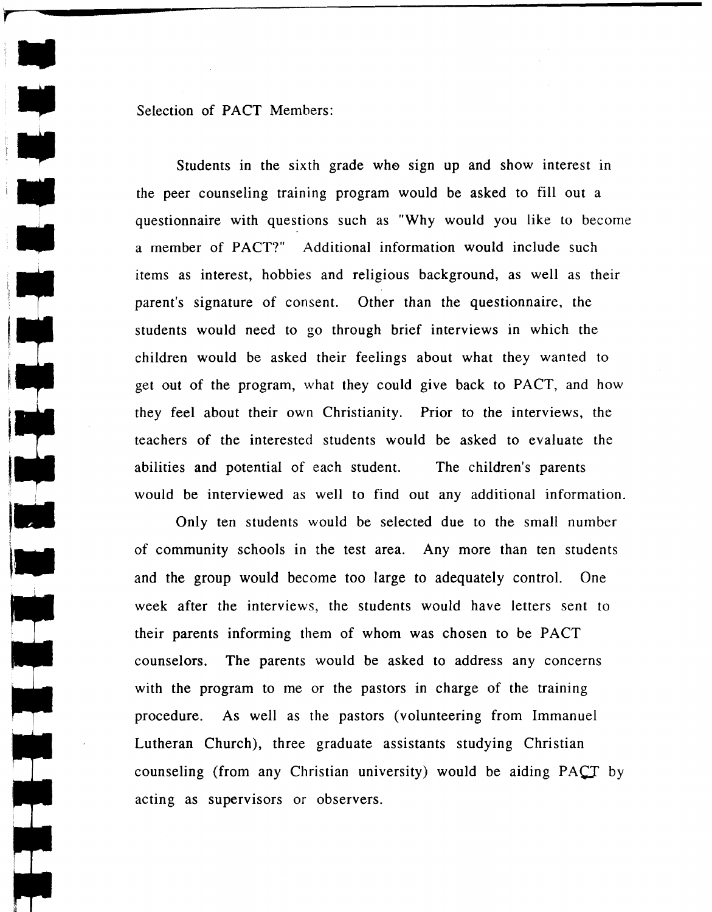Selection of PACT Members:

Students in the sixth grade who sign up and show interest in the peer counseling training program would be asked to fill out a questionnaire with questions such as "Why would you like to become a member of PACT?" Additional information would include such items as interest, hobbies and religious background, as well as their parent's signature of consent. Other than the questionnaire, the students would need to go through brief interviews in which the children would be asked their feelings about what they wanted to get out of the program, what they could give back to PACT, and how they feel about their own Christianity. Prior to the interviews, the teachers of the interested students would be asked to evaluate the abilities and potential of each student. The children's parents would be interviewed as well to find out any additional information.

Only ten students would be selected due to the small number of community schools in the test area. Any more than ten students and the group would become too large to adequately control. One week after the interviews, the students would have letters sent to their parents informing them of whom was chosen to be PACT counselors. The parents would be asked to address any concerns with the program to me or the pastors in charge of the training procedure. As well as the pastors (volunteering from Immanuel Lutheran Church), three graduate assistants studying Christian counseling (from any Christian university) would be aiding PACT by acting as supervisors or observers.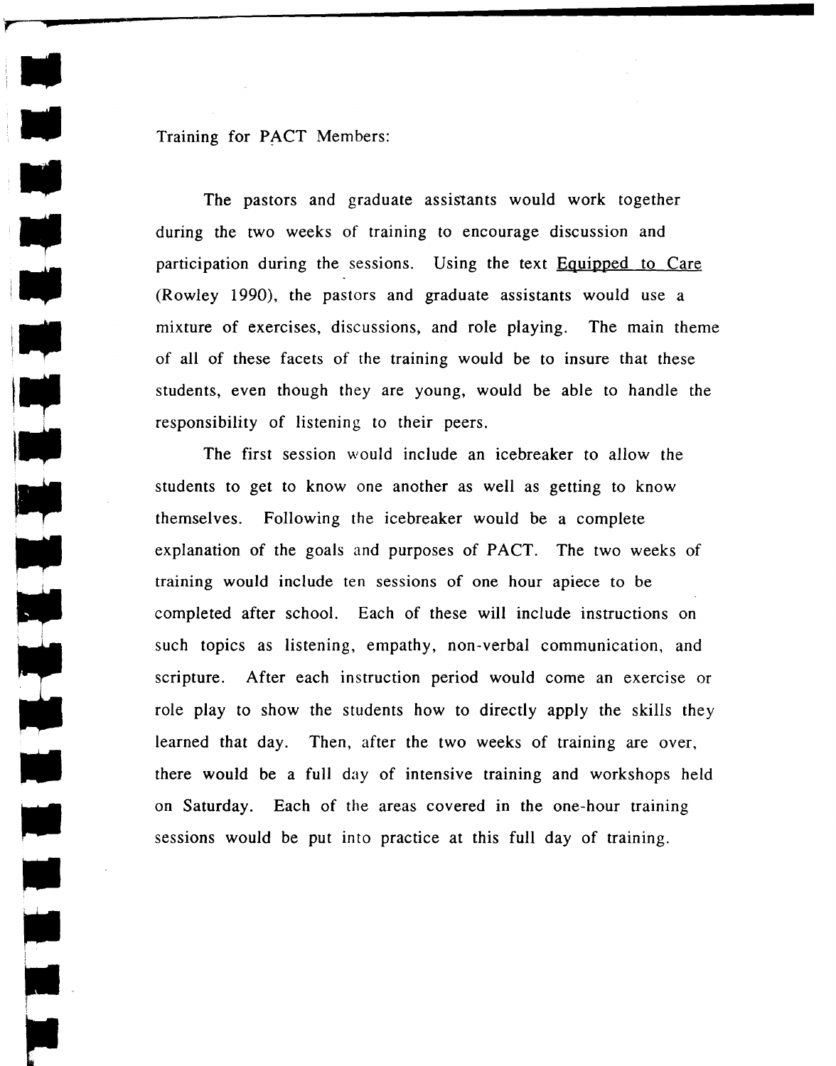Training for PACT Members:

The pastors and graduate assistants would work together during the two weeks of training to encourage discussion and participation during the sessions. Using the text Equipped to Care (Rowley 1990), the pastors and graduate assistants would use a mixture of exercises, discussions, and role playing. The main theme of all of these facets of the training would be to insure that these students, even though they are young, would be able to handle the responsibility of listening to their peers.

The first session would include an icebreaker to allow the students to get to know one another as well as getting to know themselves. Following the icebreaker would be a complete explanation of the goals and purposes of PACT. The two weeks of training would include ten sessions of one hour apiece to be completed after school. Each of these will include instructions on such topics as listening, empathy, non-verbal communication, and scripture. After each instruction period would come an exercise or role play to show the students how to directly apply the skills they learned that day. Then, after the two weeks of training are over, there would be a full day of intensive training and workshops held on Saturday. Each of the areas covered in the one-hour training sessions would be put into practice at this full day of training.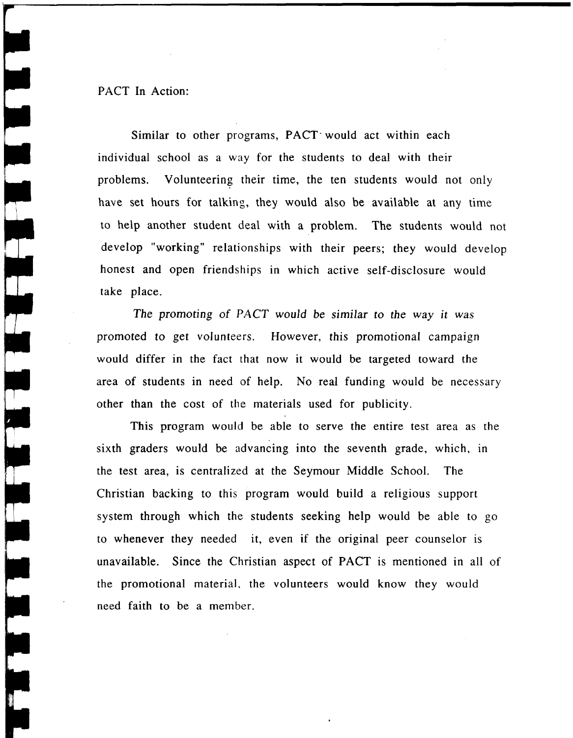PACT In Action:

Similar to other programs, PACT would act within each individual school as a way for the students to deal with their problems. Volunteering their time, the ten students would not only have set hours for talking, they would also be available at any time to help another student deal with a problem. The students would not develop "working" relationships with their peers; they would develop honest and open friendships in which active self-disclosure would take place.

The promoting of PACT would be similar to the way it was promoted to get volunteers. However, this promotional campaign would differ in the fact that now it would be targeted toward the area of students in need of help. No real funding would be necessary other than the cost of the materials used for publicity.

This program would be able to serve the entire test area as the sixth graders would be advancing into the seventh grade, which, in the test area, is centralized at the Seymour Middle School. The Christian backing to this program would build a religious support system through which the students seeking help would be able to go to whenever they needed it, even if the original peer counselor is unavailable. Since the Christian aspect of PACT is mentioned in all of the promotional material, the volunteers would know they would need faith to be a member.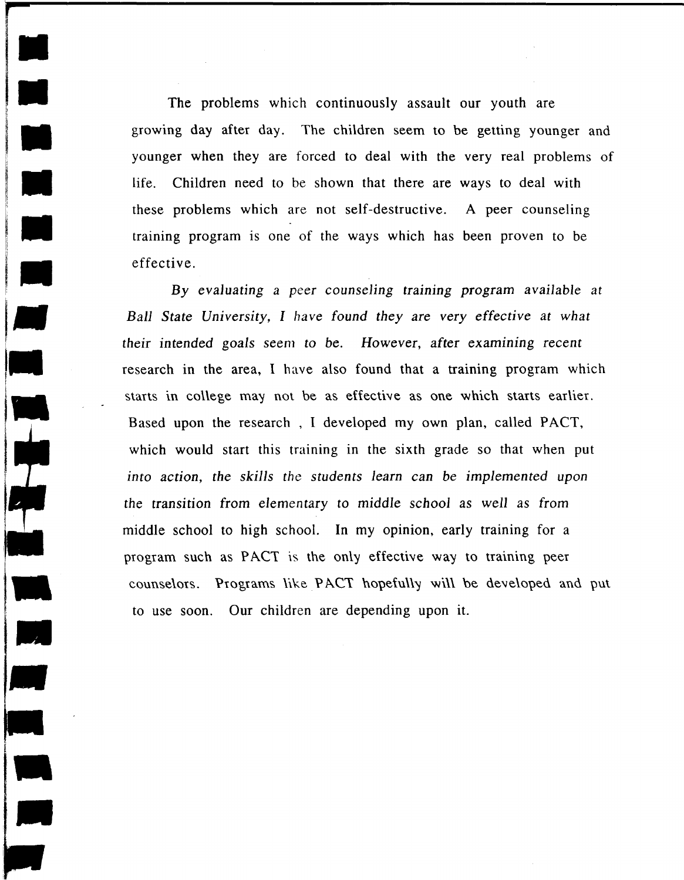The problems which continuously assault our youth are growing day after day. The children seem to be getting younger and younger when they are forced to deal with the very real problems of life. Children need to be shown that there are ways to deal with these problems which are not self-destructive. A peer counseling training program is one of the ways which has been proven to be effective.

By evaluating a peer counseling training program available at Ball State University, I have found they are very effective at what their intended goals seem to be. However, after examining recent research in the area, I have also found that a training program which starts in college may not be as effective as one which starts earlier. Based upon the research , I developed my own plan, called PACT, which would start this training in the sixth grade so that when put into action, the skills the students learn can be implemented upon the transition from elementary to middle school as well as from middle school to high school. In my opinion, early training for a program such as PACT is the only effective way to training peer counselors. Programs like PACT hopefully will be developed and put to use soon. Our children are depending upon it.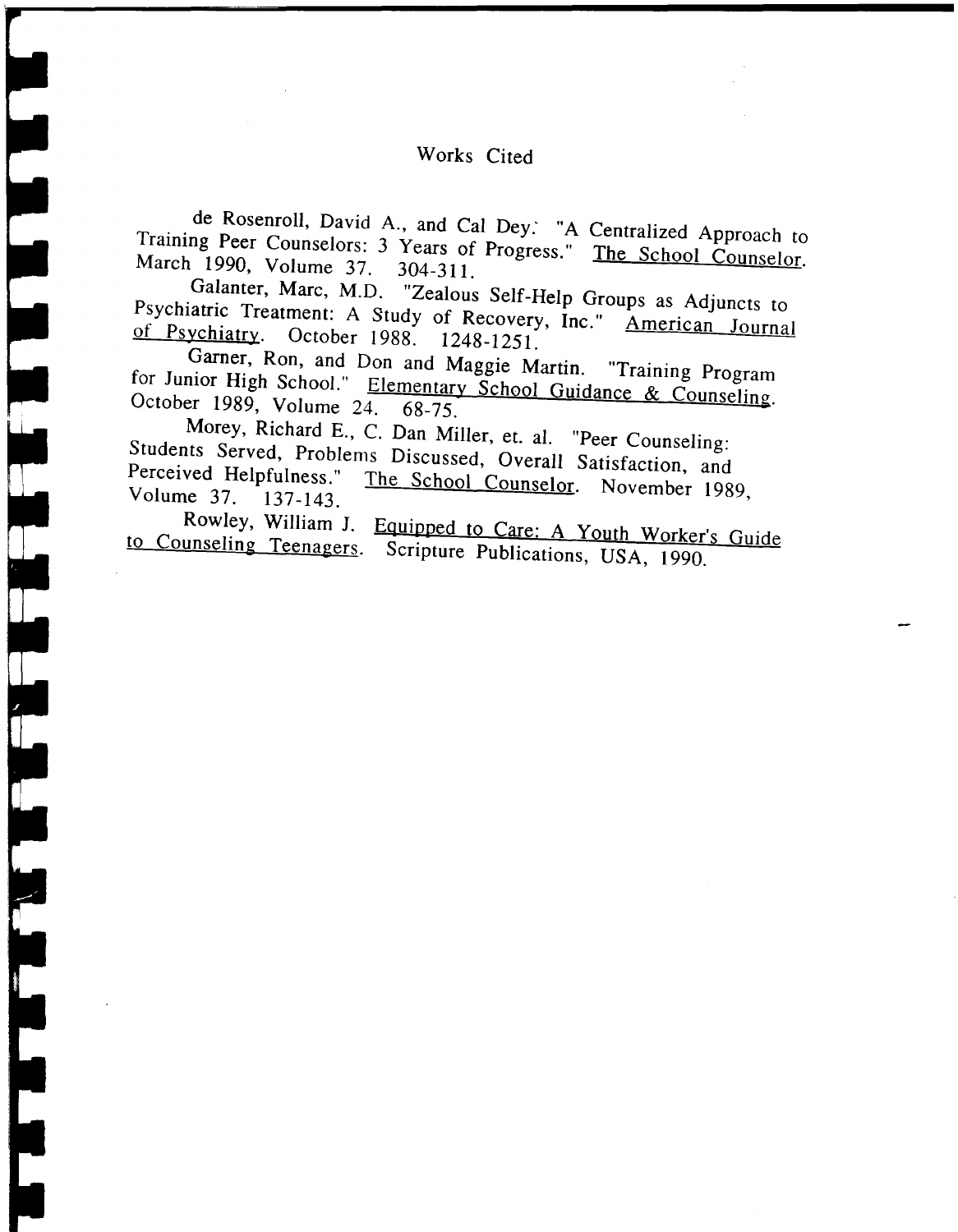# Works Cited

de Rosenroll, David A., and Cal Dey: "A Centralized Approach to Training Peer Counselors: 3 Years of Progress." The School Counselor. March 1990, Volume 37. 304-311.

Galanter, Marc, M.D. "Zealous Self-Help Groups as Adjuncts to Psychiatric Treatment: A Study of Recovery, Inc." American Journal of Psychiatry. October 1988. 1248-1251.

Garner, Ron, and Don and Maggie Martin. "Training Program for Junior High School." Elementary School Guidance & Counseling. October 1989, Volume 24. 68-75.

Morey, Richard E., C. Dan Miller, et. al. "Peer Counseling: Students Served, Problems Discussed, Overall Satisfaction, and Perceived Helpfulness." The School Counselor. November 1989, Volume 37. 137-143.

Rowley, William J. Equipped to Care: A Youth Worker's Guide to Counseling Teenagers. Scripture Publications, USA, 1990.